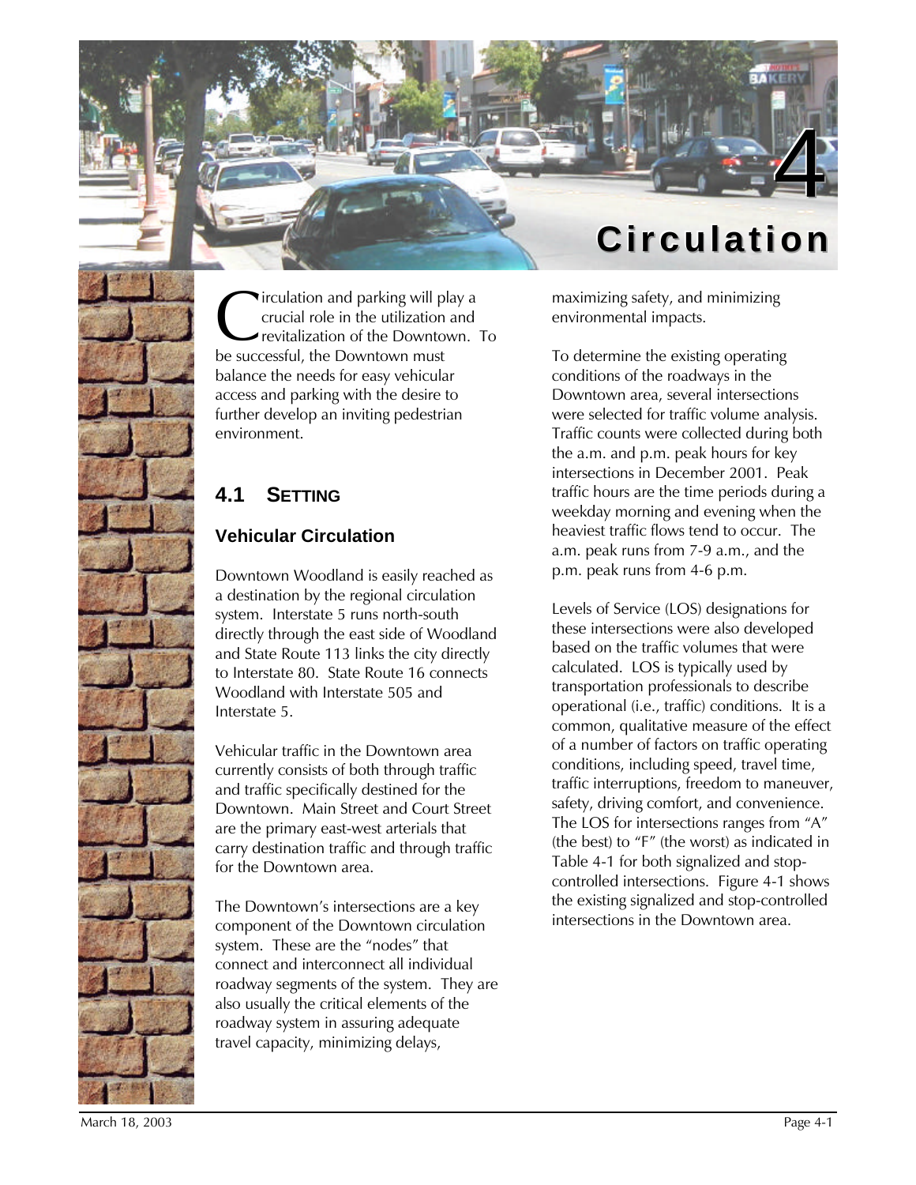# 4 Circulation

Circulation and parking will play a crucial role in the utilization and revitalization of the Downtown. To be successful, the Downtown must balance the needs for easy vehicular access and parking with the desire to further develop an inviting pedestrian environment.

## 4.1 Setting

### Vehicular Circulation

Downtown Woodland is easily reached as a destination by the regional circulation system. Interstate 5 runs north-south directly through the east side of Woodland and State Route 113 links the city directly to Interstate 80. State Route 16 connects Woodland with Interstate 505 and Interstate 5.

Vehicular traffic in the Downtown area currently consists of both through traffic and traffic specifically destined for the Downtown. Main Street and Court Street are the primary east-west arterials that carry destination traffic and through traffic for the Downtown area.

The Downtown's intersections are a key component of the Downtown circulation system. These are the "nodes" that connect and interconnect all individual roadway segments of the system. They are also usually the critical elements of the roadway system in assuring adequate travel capacity, minimizing delays, maximizing safety, and minimizing environmental impacts.

To determine the existing operating conditions of the roadways in the Downtown area, several intersections were selected for traffic volume analysis. Traffic counts were collected during both the a.m. and p.m. peak hours for key intersections in December 2001. Peak traffic hours are the time periods during a weekday morning and evening when the heaviest traffic flows tend to occur. The a.m. peak runs from 7-9 a.m., and the p.m. peak runs from 4-6 p.m.

Levels of Service (LOS) designations for these intersections were also developed based on the traffic volumes that were calculated. LOS is typically used by transportation professionals to describe operational (i.e., traffic) conditions. It is a common, qualitative measure of the effect of a number of factors on traffic operating conditions, including speed, travel time, traffic interruptions, freedom to maneuver, safety, driving comfort, and convenience. The LOS for intersections ranges from "A" (the best) to "F" (the worst) as indicated in Table 4-1 for both signalized and stop-controlled intersections. Figure 4-1 shows the existing signalized and stop-controlled intersections in the Downtown area.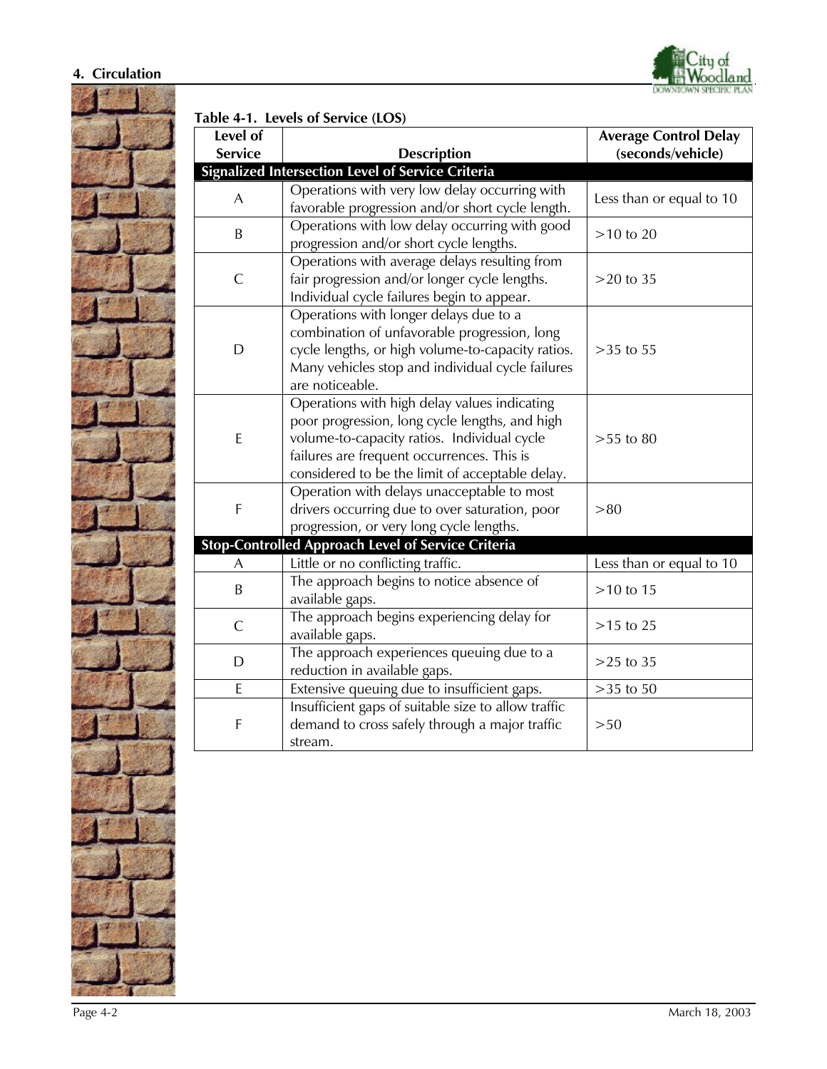**Table 4-1. Levels of Service (LOS)**

| Level of Service | Description | Average Control Delay (seconds/vehicle) |
|---|---|---|
| **Signalized Intersection Level of Service Criteria** | | |
| A | Operations with very low delay occurring with favorable progression and/or short cycle length. | Less than or equal to 10 |
| B | Operations with low delay occurring with good progression and/or short cycle lengths. | >10 to 20 |
| C | Operations with average delays resulting from fair progression and/or longer cycle lengths. Individual cycle failures begin to appear. | >20 to 35 |
| D | Operations with longer delays due to a combination of unfavorable progression, long cycle lengths, or high volume-to-capacity ratios. Many vehicles stop and individual cycle failures are noticeable. | >35 to 55 |
| E | Operations with high delay values indicating poor progression, long cycle lengths, and high volume-to-capacity ratios. Individual cycle failures are frequent occurrences. This is considered to be the limit of acceptable delay. | >55 to 80 |
| F | Operation with delays unacceptable to most drivers occurring due to over saturation, poor progression, or very long cycle lengths. | >80 |
| **Stop-Controlled Approach Level of Service Criteria** | | |
| A | Little or no conflicting traffic. | Less than or equal to 10 |
| B | The approach begins to notice absence of available gaps. | >10 to 15 |
| C | The approach begins experiencing delay for available gaps. | >15 to 25 |
| D | The approach experiences queuing due to a reduction in available gaps. | >25 to 35 |
| E | Extensive queuing due to insufficient gaps. | >35 to 50 |
| F | Insufficient gaps of suitable size to allow traffic demand to cross safely through a major traffic stream. | >50 |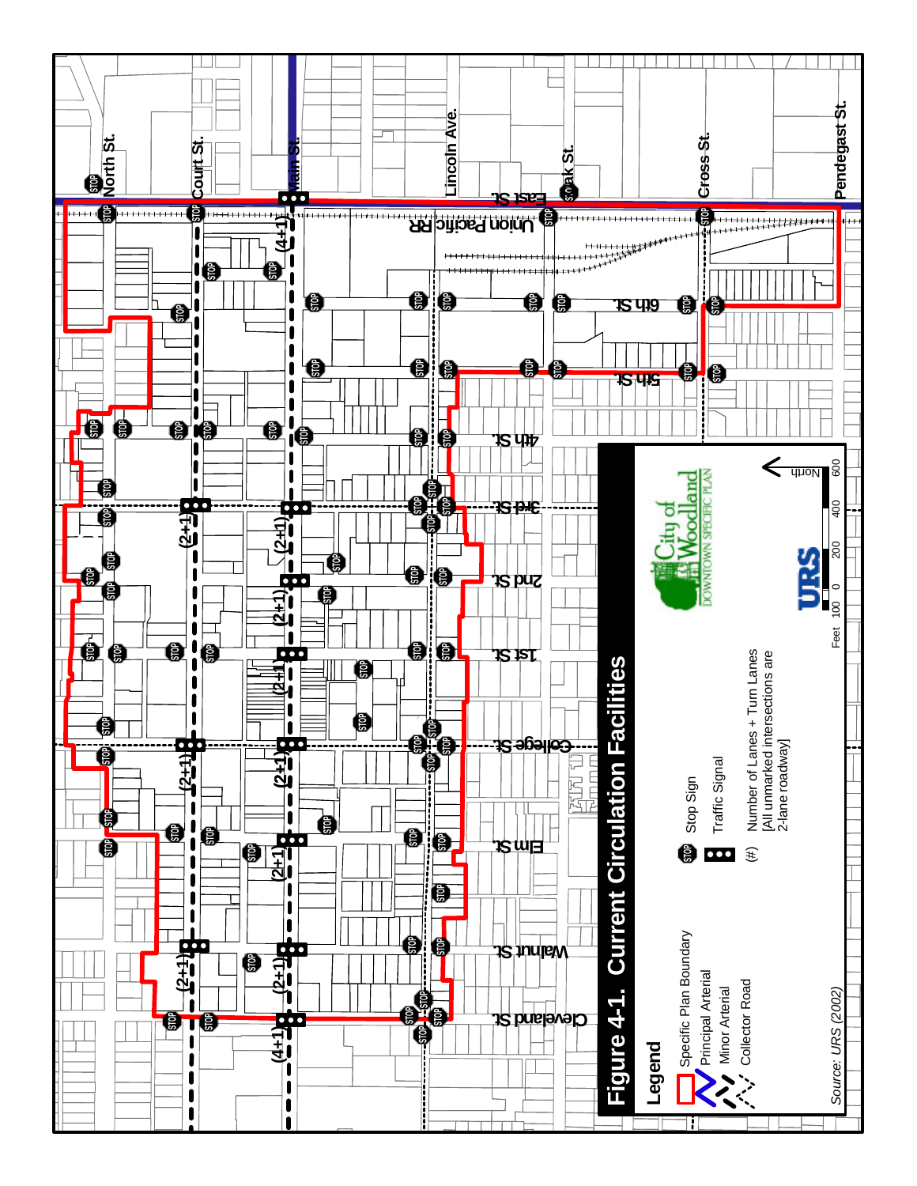# Figure 4-1. Current Circulation Facilities

**Legend**

- Specific Plan Boundary
- Principal Arterial
- Minor Arterial
- Collector Road
- Stop Sign
- Traffic Signal
- (#) Number of Lanes + Turn Lanes [All unmarked intersections are 2-lane roadway]

City of Woodland DOWNTOWN SPECIFIC PLAN

URS

Feet 100 0 200 400 600

North

Source: URS (2002)

North St., Court St., Main St., Lincoln Ave., Oak St., Cross St., Pendegast St., East St., Union Pacific RR, 6th St., 5th St., 4th St., 3rd St., 2nd St., 1st St., College St., Elm St., Walnut St., Cleveland St.

(4+1), (2+1)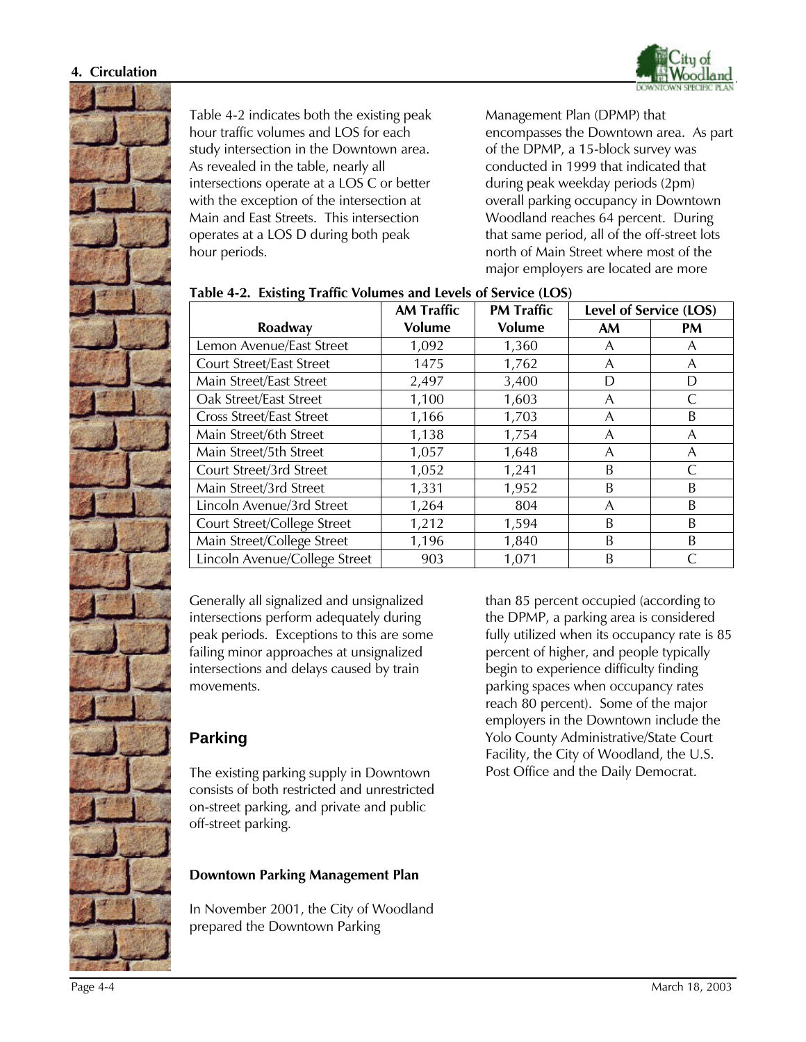Table 4-2 indicates both the existing peak hour traffic volumes and LOS for each study intersection in the Downtown area. As revealed in the table, nearly all intersections operate at a LOS C or better with the exception of the intersection at Main and East Streets. This intersection operates at a LOS D during both peak hour periods.

**Table 4-2. Existing Traffic Volumes and Levels of Service (LOS)**

| Roadway | AM Traffic Volume | PM Traffic Volume | Level of Service (LOS) | |
|---|---|---|---|---|
| | | | AM | PM |
| Lemon Avenue/East Street | 1,092 | 1,360 | A | A |
| Court Street/East Street | 1475 | 1,762 | A | A |
| Main Street/East Street | 2,497 | 3,400 | D | D |
| Oak Street/East Street | 1,100 | 1,603 | A | C |
| Cross Street/East Street | 1,166 | 1,703 | A | B |
| Main Street/6th Street | 1,138 | 1,754 | A | A |
| Main Street/5th Street | 1,057 | 1,648 | A | A |
| Court Street/3rd Street | 1,052 | 1,241 | B | C |
| Main Street/3rd Street | 1,331 | 1,952 | B | B |
| Lincoln Avenue/3rd Street | 1,264 | 804 | A | B |
| Court Street/College Street | 1,212 | 1,594 | B | B |
| Main Street/College Street | 1,196 | 1,840 | B | B |
| Lincoln Avenue/College Street | 903 | 1,071 | B | C |

Generally all signalized and unsignalized intersections perform adequately during peak periods. Exceptions to this are some failing minor approaches at unsignalized intersections and delays caused by train movements.

## Parking

The existing parking supply in Downtown consists of both restricted and unrestricted on-street parking, and private and public off-street parking.

### Downtown Parking Management Plan

In November 2001, the City of Woodland prepared the Downtown Parking Management Plan (DPMP) that encompasses the Downtown area. As part of the DPMP, a 15-block survey was conducted in 1999 that indicated that during peak weekday periods (2pm) overall parking occupancy in Downtown Woodland reaches 64 percent. During that same period, all of the off-street lots north of Main Street where most of the major employers are located are more than 85 percent occupied (according to the DPMP, a parking area is considered fully utilized when its occupancy rate is 85 percent of higher, and people typically begin to experience difficulty finding parking spaces when occupancy rates reach 80 percent). Some of the major employers in the Downtown include the Yolo County Administrative/State Court Facility, the City of Woodland, the U.S. Post Office and the Daily Democrat.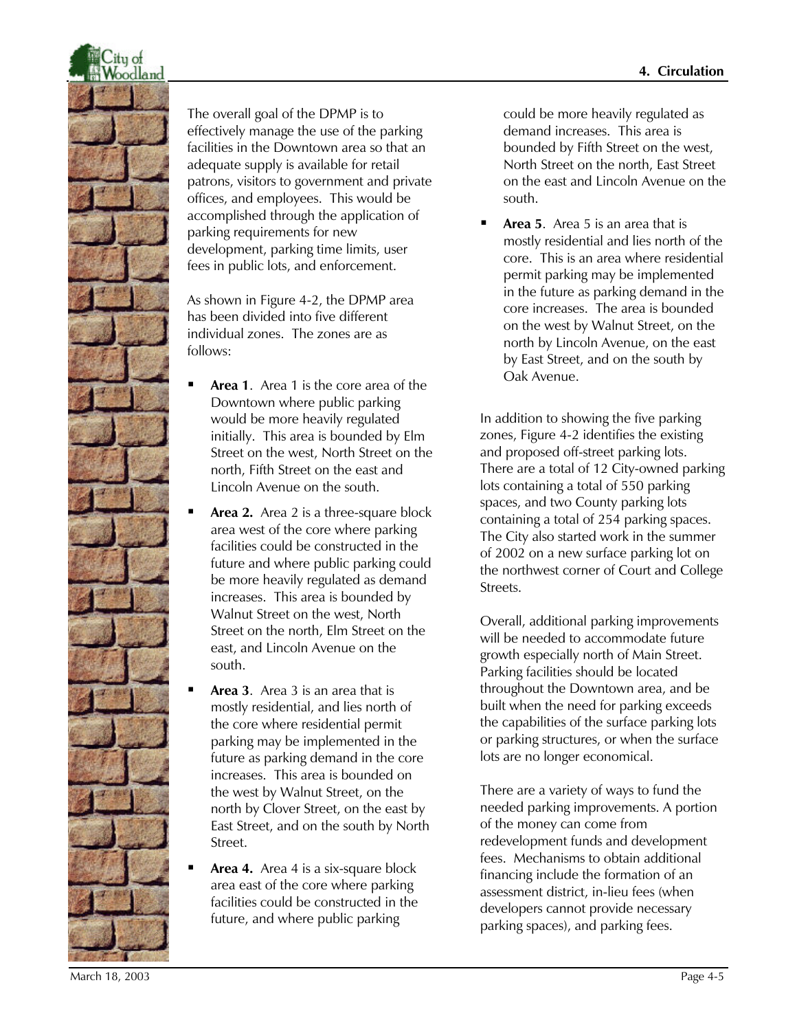The overall goal of the DPMP is to effectively manage the use of the parking facilities in the Downtown area so that an adequate supply is available for retail patrons, visitors to government and private offices, and employees. This would be accomplished through the application of parking requirements for new development, parking time limits, user fees in public lots, and enforcement.

As shown in Figure 4-2, the DPMP area has been divided into five different individual zones. The zones are as follows:

- **Area 1**. Area 1 is the core area of the Downtown where public parking would be more heavily regulated initially. This area is bounded by Elm Street on the west, North Street on the north, Fifth Street on the east and Lincoln Avenue on the south.
- **Area 2.** Area 2 is a three-square block area west of the core where parking facilities could be constructed in the future and where public parking could be more heavily regulated as demand increases. This area is bounded by Walnut Street on the west, North Street on the north, Elm Street on the east, and Lincoln Avenue on the south.
- **Area 3**. Area 3 is an area that is mostly residential, and lies north of the core where residential permit parking may be implemented in the future as parking demand in the core increases. This area is bounded on the west by Walnut Street, on the north by Clover Street, on the east by East Street, and on the south by North Street.
- **Area 4.** Area 4 is a six-square block area east of the core where parking facilities could be constructed in the future, and where public parking could be more heavily regulated as demand increases. This area is bounded by Fifth Street on the west, North Street on the north, East Street on the east and Lincoln Avenue on the south.
- **Area 5**. Area 5 is an area that is mostly residential and lies north of the core. This is an area where residential permit parking may be implemented in the future as parking demand in the core increases. The area is bounded on the west by Walnut Street, on the north by Lincoln Avenue, on the east by East Street, and on the south by Oak Avenue.

In addition to showing the five parking zones, Figure 4-2 identifies the existing and proposed off-street parking lots. There are a total of 12 City-owned parking lots containing a total of 550 parking spaces, and two County parking lots containing a total of 254 parking spaces. The City also started work in the summer of 2002 on a new surface parking lot on the northwest corner of Court and College Streets.

Overall, additional parking improvements will be needed to accommodate future growth especially north of Main Street. Parking facilities should be located throughout the Downtown area, and be built when the need for parking exceeds the capabilities of the surface parking lots or parking structures, or when the surface lots are no longer economical.

There are a variety of ways to fund the needed parking improvements. A portion of the money can come from redevelopment funds and development fees. Mechanisms to obtain additional financing include the formation of an assessment district, in-lieu fees (when developers cannot provide necessary parking spaces), and parking fees.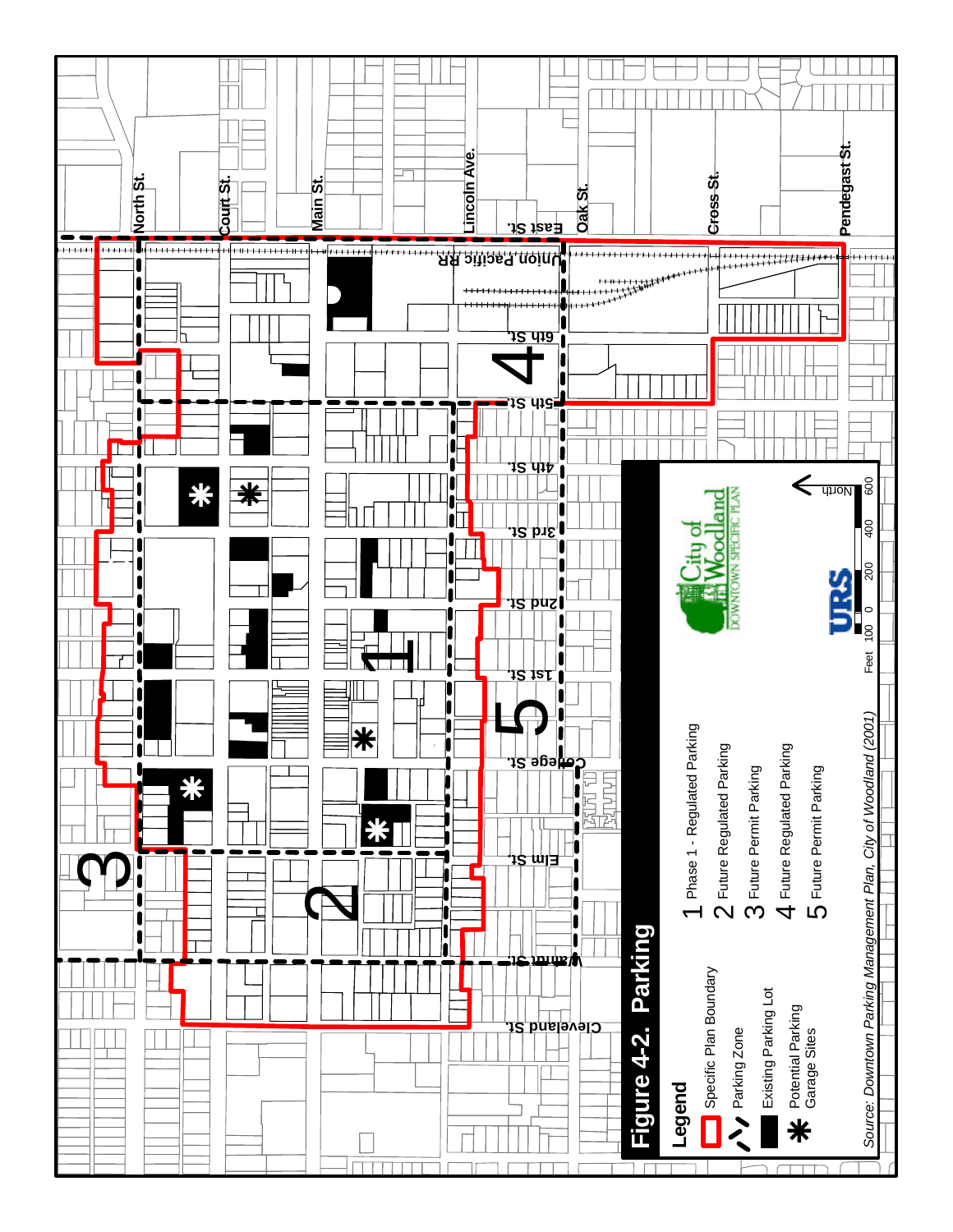# Figure 4-2. Parking

**Legend**

- Specific Plan Boundary
- Parking Zone
- Existing Parking Lot
- Potential Parking Garage Sites

1. Phase 1 - Regulated Parking
2. Future Regulated Parking
3. Future Permit Parking
4. Future Regulated Parking
5. Future Permit Parking

North

Feet 100 0 200 400 600

City of Woodland DOWNTOWN SPECIFIC PLAN

URS

*Source: Downtown Parking Management Plan, City of Woodland (2001)*

North St. Court St. Main St. Lincoln Ave. Oak St. Cross St. Pendegast St. East St. Union Pacific RR 6th St. 5th St. 4th St. 3rd St. 2nd St. 1st St. College St. Elm St. Walnut St. Cleveland St.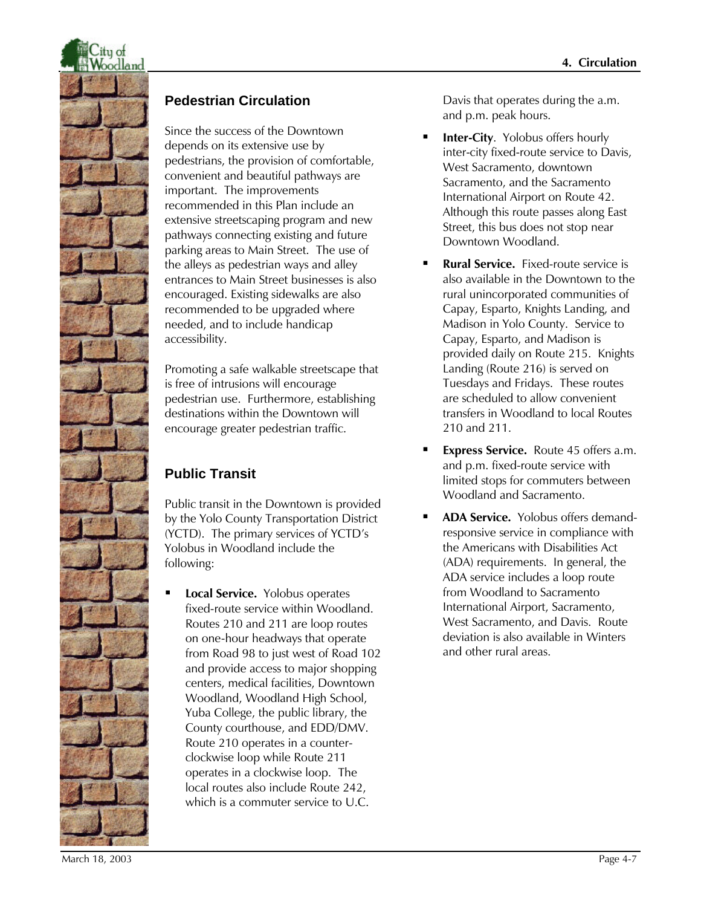## Pedestrian Circulation

Since the success of the Downtown depends on its extensive use by pedestrians, the provision of comfortable, convenient and beautiful pathways are important. The improvements recommended in this Plan include an extensive streetscaping program and new pathways connecting existing and future parking areas to Main Street. The use of the alleys as pedestrian ways and alley entrances to Main Street businesses is also encouraged. Existing sidewalks are also recommended to be upgraded where needed, and to include handicap accessibility.

Promoting a safe walkable streetscape that is free of intrusions will encourage pedestrian use. Furthermore, establishing destinations within the Downtown will encourage greater pedestrian traffic.

## Public Transit

Public transit in the Downtown is provided by the Yolo County Transportation District (YCTD). The primary services of YCTD's Yolobus in Woodland include the following:

- **Local Service.** Yolobus operates fixed-route service within Woodland. Routes 210 and 211 are loop routes on one-hour headways that operate from Road 98 to just west of Road 102 and provide access to major shopping centers, medical facilities, Downtown Woodland, Woodland High School, Yuba College, the public library, the County courthouse, and EDD/DMV. Route 210 operates in a counter-clockwise loop while Route 211 operates in a clockwise loop. The local routes also include Route 242, which is a commuter service to U.C. Davis that operates during the a.m. and p.m. peak hours.
- **Inter-City**. Yolobus offers hourly inter-city fixed-route service to Davis, West Sacramento, downtown Sacramento, and the Sacramento International Airport on Route 42. Although this route passes along East Street, this bus does not stop near Downtown Woodland.
- **Rural Service.** Fixed-route service is also available in the Downtown to the rural unincorporated communities of Capay, Esparto, Knights Landing, and Madison in Yolo County. Service to Capay, Esparto, and Madison is provided daily on Route 215. Knights Landing (Route 216) is served on Tuesdays and Fridays. These routes are scheduled to allow convenient transfers in Woodland to local Routes 210 and 211.
- **Express Service.** Route 45 offers a.m. and p.m. fixed-route service with limited stops for commuters between Woodland and Sacramento.
- **ADA Service.** Yolobus offers demand-responsive service in compliance with the Americans with Disabilities Act (ADA) requirements. In general, the ADA service includes a loop route from Woodland to Sacramento International Airport, Sacramento, West Sacramento, and Davis. Route deviation is also available in Winters and other rural areas.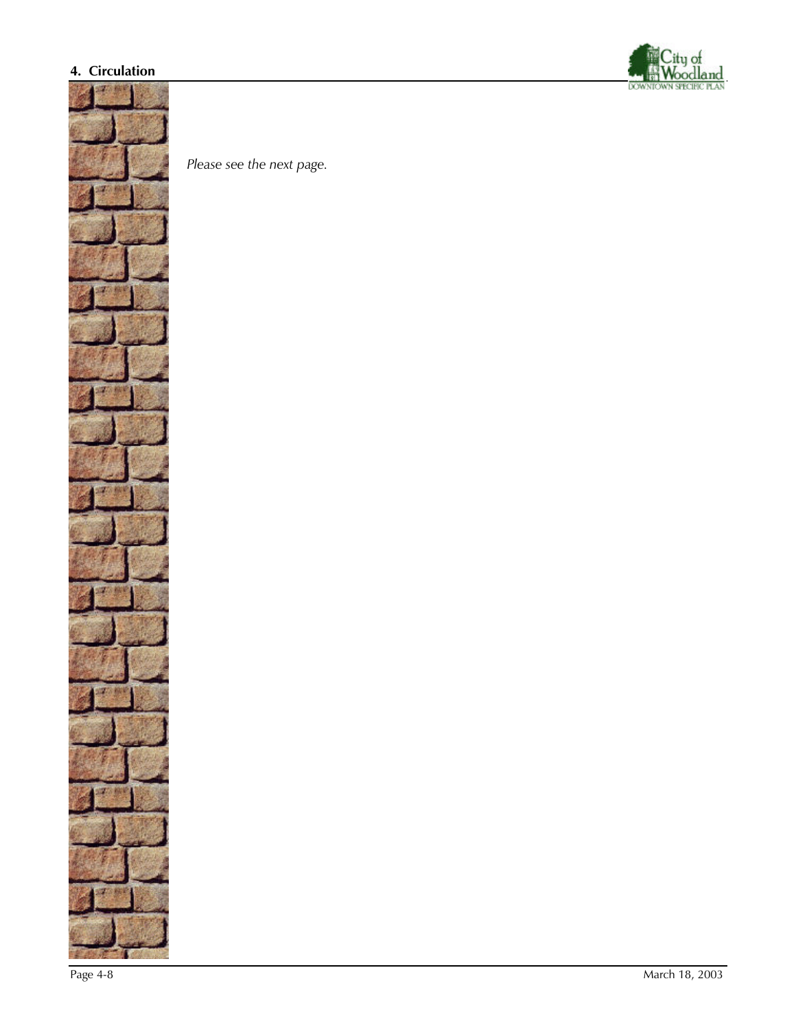*Please see the next page.*